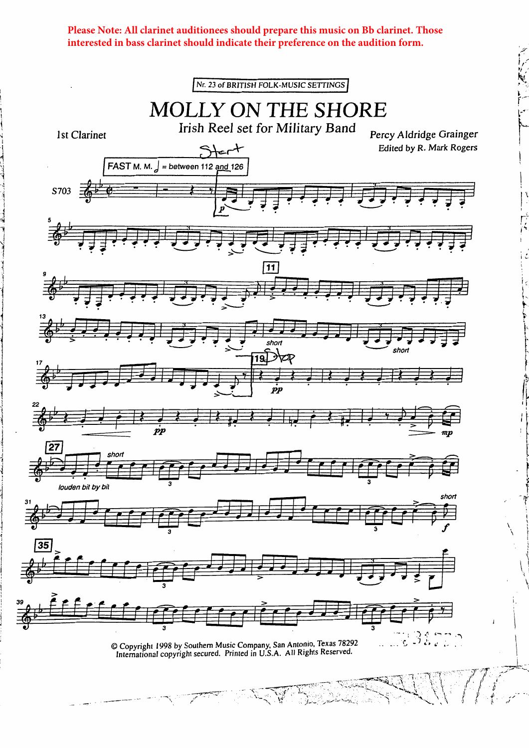**Please Note: All clarinet auditionees should prepare this music on Bb clarinet. Those interested in bass clarinet should indicate their preference on the audition form.**

Nr. 23 of BRITISH FOLK-MUSIC SETTINGS

# MOLLY ON THE SHORE

## Irish Reel set for Military Band

1st Clarinet

Percy Aldridge Grainger

Edited by R. Mark Rogers

Start

FAST M. M. ♩ = between 112 and 126

S703

11

short

short

19 Stop

pp

pp

mp

27

short

louden bit by bit

short

f

35

© Copyright 1998 by Southern Music Company, San Antonio, Texas 78292
International copyright secured. Printed in U.S.A. All Rights Reserved.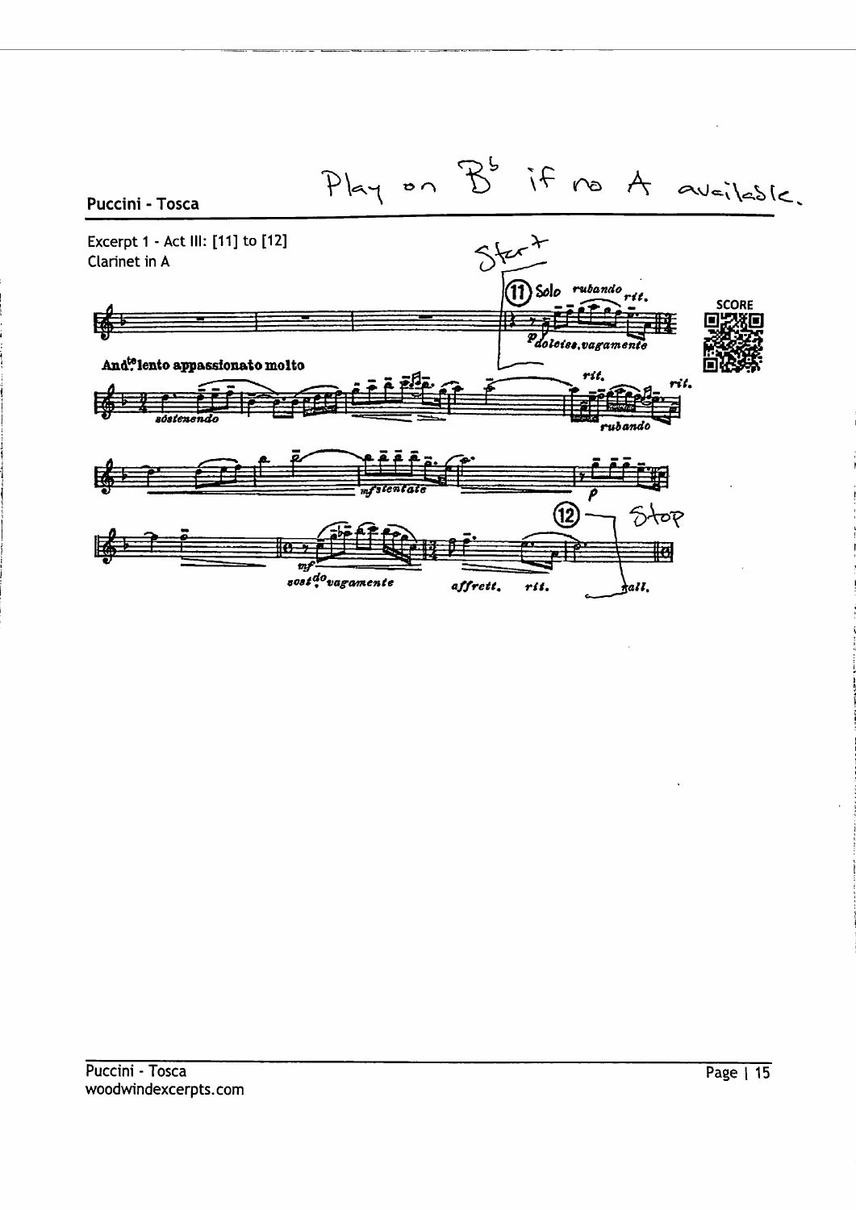Play on B♭ if no A available.

## Puccini - Tosca

Excerpt 1 - Act III: [11] to [12]
Clarinet in A

Start

(11) Solo *rubando* *rit.*

*p dolciss. vagamente*

SCORE

**And.te lento appassionato molto**

*sostenendo*

*rit.* *rit.*

*rubando*

*mf stentato*

*p*

(12) Stop

*mf* *sost.do vagamente*

*affrett.* *rit.* *rall.*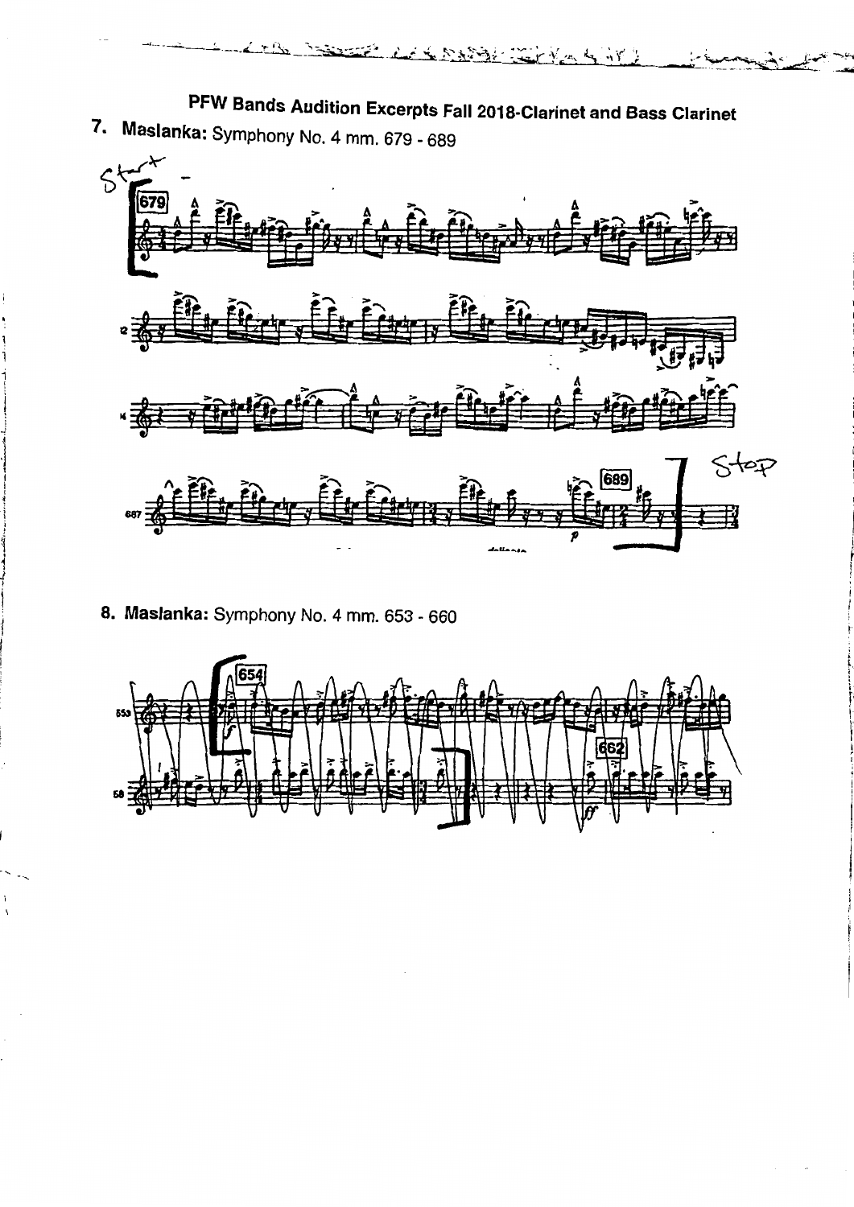# PFW Bands Audition Excerpts Fall 2018-Clarinet and Bass Clarinet

**7. Maslanka:** Symphony No. 4 mm. 679 - 689

**8. Maslanka:** Symphony No. 4 mm. 653 - 660